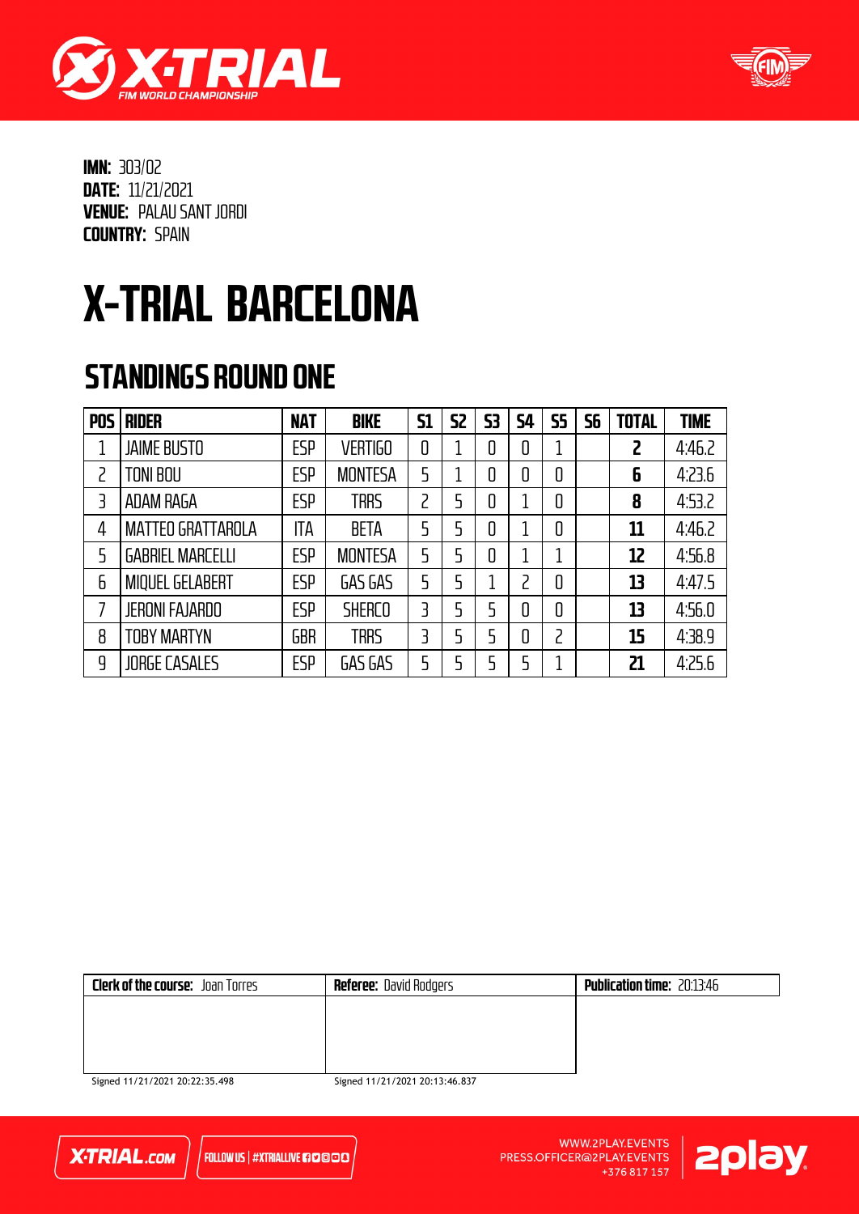**IMN:** 303/02
**DATE:** 11/21/2021
**VENUE:** PALAU SANT JORDI
**COUNTRY:** SPAIN

# X-TRIAL BARCELONA

## STANDINGS ROUND ONE

| POS | RIDER | NAT | BIKE | S1 | S2 | S3 | S4 | S5 | S6 | TOTAL | TIME |
|---|---|---|---|---|---|---|---|---|---|---|---|
| 1 | JAIME BUSTO | ESP | VERTIGO | 0 | 1 | 0 | 0 | 1 | | **2** | 4:46.2 |
| 2 | TONI BOU | ESP | MONTESA | 5 | 1 | 0 | 0 | 0 | | **6** | 4:23.6 |
| 3 | ADAM RAGA | ESP | TRRS | 2 | 5 | 0 | 1 | 0 | | **8** | 4:53.2 |
| 4 | MATTEO GRATTAROLA | ITA | BETA | 5 | 5 | 0 | 1 | 0 | | **11** | 4:46.2 |
| 5 | GABRIEL MARCELLI | ESP | MONTESA | 5 | 5 | 0 | 1 | 1 | | **12** | 4:56.8 |
| 6 | MIQUEL GELABERT | ESP | GAS GAS | 5 | 5 | 1 | 2 | 0 | | **13** | 4:47.5 |
| 7 | JERONI FAJARDO | ESP | SHERCO | 3 | 5 | 5 | 0 | 0 | | **13** | 4:56.0 |
| 8 | TOBY MARTYN | GBR | TRRS | 3 | 5 | 5 | 0 | 2 | | **15** | 4:38.9 |
| 9 | JORGE CASALES | ESP | GAS GAS | 5 | 5 | 5 | 5 | 1 | | **21** | 4:25.6 |

| **Clerk of the course:** Joan Torres | **Referee:** David Rodgers | **Publication time:** 20:13:46 |
|---|---|---|
| Signed 11/21/2021 20:22:35.498 | Signed 11/21/2021 20:13:46.837 | |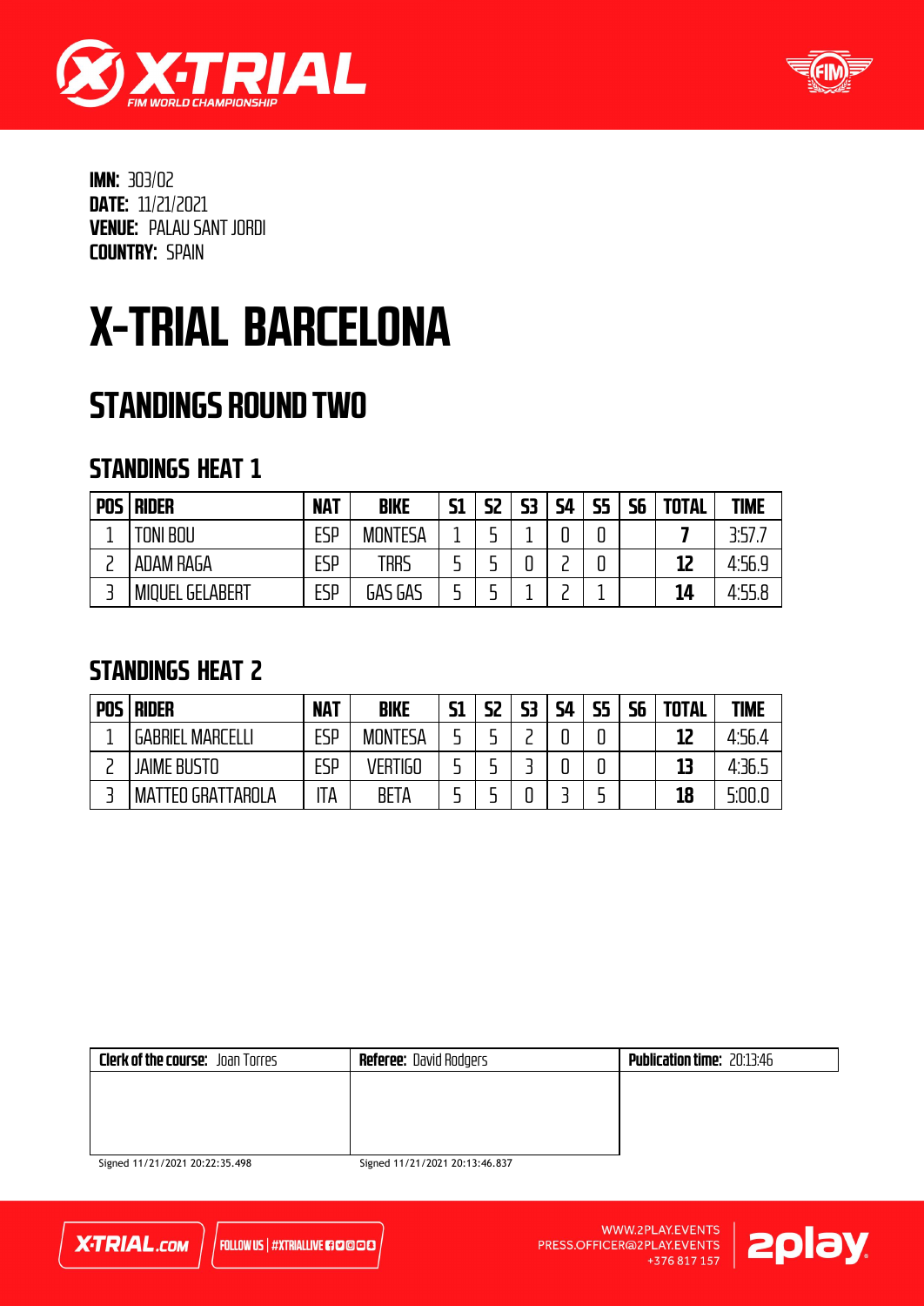**IMN:** 303/02
**DATE:** 11/21/2021
**VENUE:** PALAU SANT JORDI
**COUNTRY:** SPAIN

# X-TRIAL BARCELONA

## STANDINGS ROUND TWO

### STANDINGS HEAT 1

| POS | RIDER | NAT | BIKE | S1 | S2 | S3 | S4 | S5 | S6 | TOTAL | TIME |
|---|---|---|---|---|---|---|---|---|---|---|---|
| 1 | TONI BOU | ESP | MONTESA | 1 | 5 | 1 | 0 | 0 | | **7** | 3:57.7 |
| 2 | ADAM RAGA | ESP | TRRS | 5 | 5 | 0 | 2 | 0 | | **12** | 4:56.9 |
| 3 | MIQUEL GELABERT | ESP | GAS GAS | 5 | 5 | 1 | 2 | 1 | | **14** | 4:55.8 |

### STANDINGS HEAT 2

| POS | RIDER | NAT | BIKE | S1 | S2 | S3 | S4 | S5 | S6 | TOTAL | TIME |
|---|---|---|---|---|---|---|---|---|---|---|---|
| 1 | GABRIEL MARCELLI | ESP | MONTESA | 5 | 5 | 2 | 0 | 0 | | **12** | 4:56.4 |
| 2 | JAIME BUSTO | ESP | VERTIGO | 5 | 5 | 3 | 0 | 0 | | **13** | 4:36.5 |
| 3 | MATTEO GRATTAROLA | ITA | BETA | 5 | 5 | 0 | 3 | 5 | | **18** | 5:00.0 |

| **Clerk of the course:** Joan Torres | **Referee:** David Rodgers | **Publication time:** 20:13:46 |
|---|---|---|

Signed 11/21/2021 20:22:35.498

Signed 11/21/2021 20:13:46.837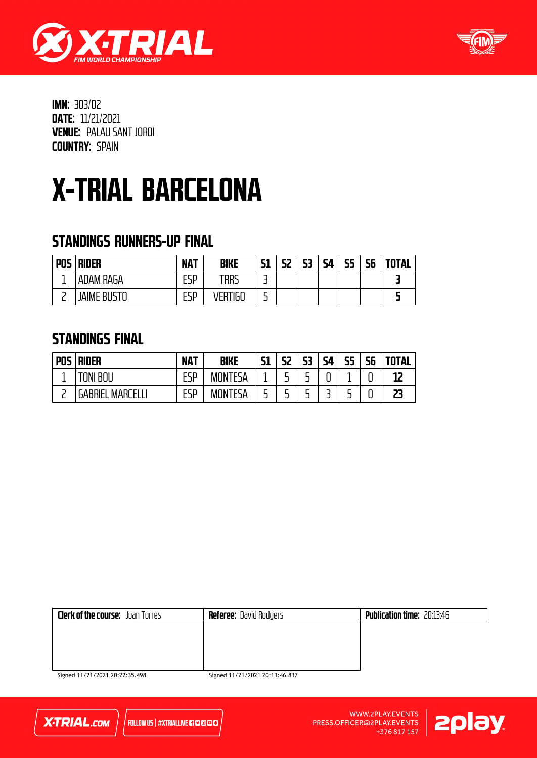**IMN:** 303/02
**DATE:** 11/21/2021
**VENUE:** PALAU SANT JORDI
**COUNTRY:** SPAIN

# X-TRIAL BARCELONA

## STANDINGS RUNNERS-UP FINAL

| POS | RIDER | NAT | BIKE | S1 | S2 | S3 | S4 | S5 | S6 | TOTAL |
|---|---|---|---|---|---|---|---|---|---|---|
| 1 | ADAM RAGA | ESP | TRRS | 3 | | | | | | **3** |
| 2 | JAIME BUSTO | ESP | VERTIGO | 5 | | | | | | **5** |

## STANDINGS FINAL

| POS | RIDER | NAT | BIKE | S1 | S2 | S3 | S4 | S5 | S6 | TOTAL |
|---|---|---|---|---|---|---|---|---|---|---|
| 1 | TONI BOU | ESP | MONTESA | 1 | 5 | 5 | 0 | 1 | 0 | **12** |
| 2 | GABRIEL MARCELLI | ESP | MONTESA | 5 | 5 | 5 | 3 | 5 | 0 | **23** |

| **Clerk of the course:** Joan Torres | **Referee:** David Rodgers | **Publication time:** 20:13:46 |
|---|---|---|
| Signed 11/21/2021 20:22:35.498 | Signed 11/21/2021 20:13:46.837 | |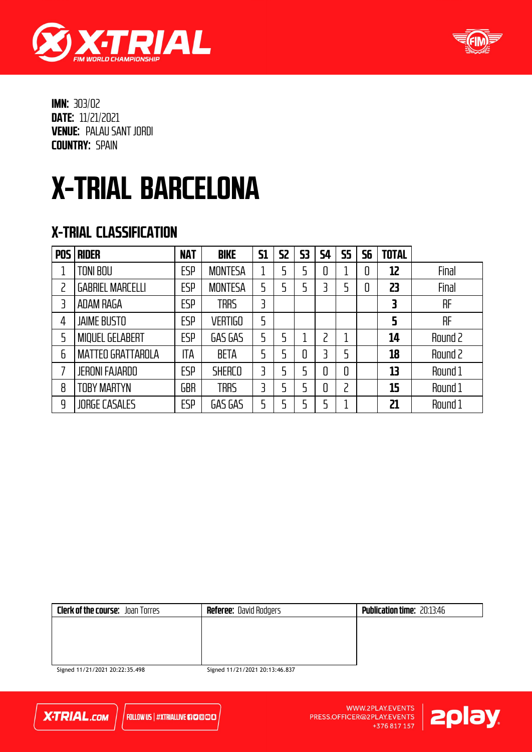**IMN:** 303/02
**DATE:** 11/21/2021
**VENUE:** PALAU SANT JORDI
**COUNTRY:** SPAIN

# X-TRIAL BARCELONA

## X-TRIAL CLASSIFICATION

| POS | RIDER | NAT | BIKE | S1 | S2 | S3 | S4 | S5 | S6 | TOTAL | |
|---|---|---|---|---|---|---|---|---|---|---|---|
| 1 | TONI BOU | ESP | MONTESA | 1 | 5 | 5 | 0 | 1 | 0 | **12** | Final |
| 2 | GABRIEL MARCELLI | ESP | MONTESA | 5 | 5 | 5 | 3 | 5 | 0 | **23** | Final |
| 3 | ADAM RAGA | ESP | TRRS | 3 | | | | | | **3** | RF |
| 4 | JAIME BUSTO | ESP | VERTIGO | 5 | | | | | | **5** | RF |
| 5 | MIQUEL GELABERT | ESP | GAS GAS | 5 | 5 | 1 | 2 | 1 | | **14** | Round 2 |
| 6 | MATTEO GRATTAROLA | ITA | BETA | 5 | 5 | 0 | 3 | 5 | | **18** | Round 2 |
| 7 | JERONI FAJARDO | ESP | SHERCO | 3 | 5 | 5 | 0 | 0 | | **13** | Round 1 |
| 8 | TOBY MARTYN | GBR | TRRS | 3 | 5 | 5 | 0 | 2 | | **15** | Round 1 |
| 9 | JORGE CASALES | ESP | GAS GAS | 5 | 5 | 5 | 5 | 1 | | **21** | Round 1 |

| **Clerk of the course:** Joan Torres | **Referee:** David Rodgers | **Publication time:** 20:13:46 |
|---|---|---|
| Signed 11/21/2021 20:22:35.498 | Signed 11/21/2021 20:13:46.837 | |

X-TRIAL.COM | FOLLOW US | #XTRIALLIVE

WWW.2PLAY.EVENTS
PRESS.OFFICER@2PLAY.EVENTS
+376 817 157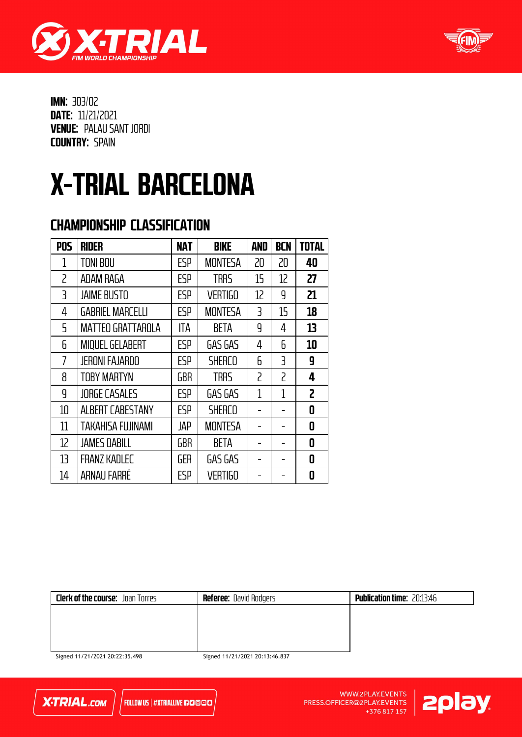**IMN:** 303/02
**DATE:** 11/21/2021
**VENUE:** PALAU SANT JORDI
**COUNTRY:** SPAIN

# X-TRIAL BARCELONA

## CHAMPIONSHIP CLASSIFICATION

| POS | RIDER | NAT | BIKE | AND | BCN | TOTAL |
|---|---|---|---|---|---|---|
| 1 | TONI BOU | ESP | MONTESA | 20 | 20 | **40** |
| 2 | ADAM RAGA | ESP | TRRS | 15 | 12 | **27** |
| 3 | JAIME BUSTO | ESP | VERTIGO | 12 | 9 | **21** |
| 4 | GABRIEL MARCELLI | ESP | MONTESA | 3 | 15 | **18** |
| 5 | MATTEO GRATTAROLA | ITA | BETA | 9 | 4 | **13** |
| 6 | MIQUEL GELABERT | ESP | GAS GAS | 4 | 6 | **10** |
| 7 | JERONI FAJARDO | ESP | SHERCO | 6 | 3 | **9** |
| 8 | TOBY MARTYN | GBR | TRRS | 2 | 2 | **4** |
| 9 | JORGE CASALES | ESP | GAS GAS | 1 | 1 | **2** |
| 10 | ALBERT CABESTANY | ESP | SHERCO | - | - | **0** |
| 11 | TAKAHISA FUJINAMI | JAP | MONTESA | - | - | **0** |
| 12 | JAMES DABILL | GBR | BETA | - | - | **0** |
| 13 | FRANZ KADLEC | GER | GAS GAS | - | - | **0** |
| 14 | ARNAU FARRÉ | ESP | VERTIGO | - | - | **0** |

| **Clerk of the course:** Joan Torres | **Referee:** David Rodgers | **Publication time:** 20:13:46 |
|---|---|---|
| Signed 11/21/2021 20:22:35.498 | Signed 11/21/2021 20:13:46.837 | |

X-TRIAL.com | FOLLOW US | #XTRIALLIVE

WWW.2PLAY.EVENTS
PRESS.OFFICER@2PLAY.EVENTS
+376 817 157